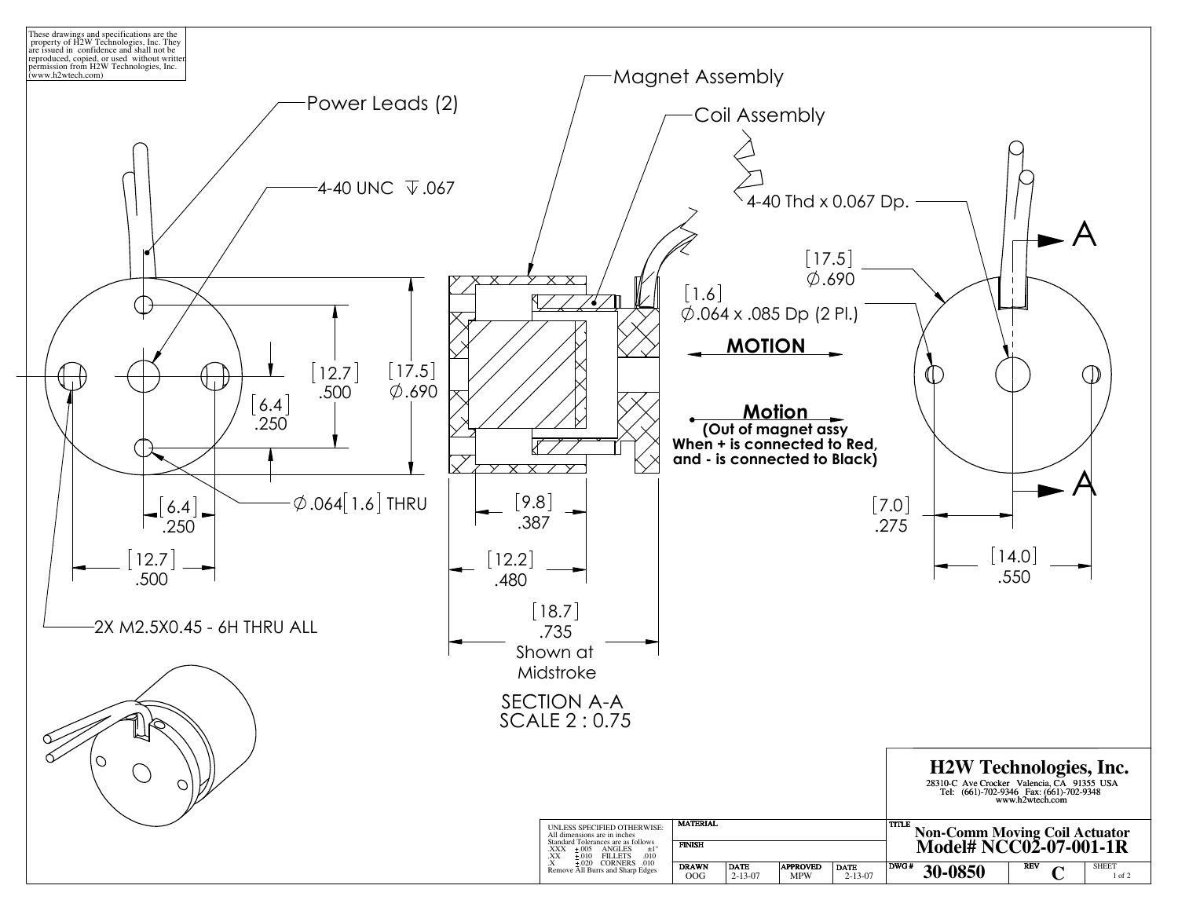These drawings and specifications are the property of H2W Technologies, Inc. They are issued in confidence and shall not be reproduced, copied, or used without written permission from H2W Technologies, Inc. (www.h2wtech.com)

Power Leads (2)

4-40 UNC ⊽.067

[12.7] .500

[17.5] ∅.690

[6.4] .250

[6.4] .250

[12.7] .500

∅.064[1.6] THRU

2X M2.5X0.45 - 6H THRU ALL

Magnet Assembly

Coil Assembly

[9.8] .387

[12.2] .480

[18.7] .735 Shown at Midstroke

SECTION A-A
SCALE 2 : 0.75

4-40 Thd x 0.067 Dp.

[17.5] ∅.690

[1.6] ∅.064 x .085 Dp (2 Pl.)

**MOTION**

**Motion**
**(Out of magnet assy When + is connected to Red, and - is connected to Black)**

[7.0] .275

[14.0] .550

A

A

UNLESS SPECIFIED OTHERWISE:
All dimensions are in inches
Standard Tolerances are as follows
.XXX ±.005 ANGLES ±1°
.XX ±.010 FILLETS .010
.X ±.020 CORNERS .010
Remove All Burrs and Sharp Edges

| MATERIAL | | | |
|---|---|---|---|
| FINISH | | | |
| DRAWN OOG | DATE 2-13-07 | APPROVED MPW | DATE 2-13-07 |

**H2W Technologies, Inc.**
28310-C Ave Crocker Valencia, CA 91355 USA
Tel: (661)-702-9346 Fax: (661)-702-9348
www.h2wtech.com

TITLE **Non-Comm Moving Coil Actuator**
**Model# NCC02-07-001-1R**

DWG # **30-0850** REV **C** SHEET 1 of 2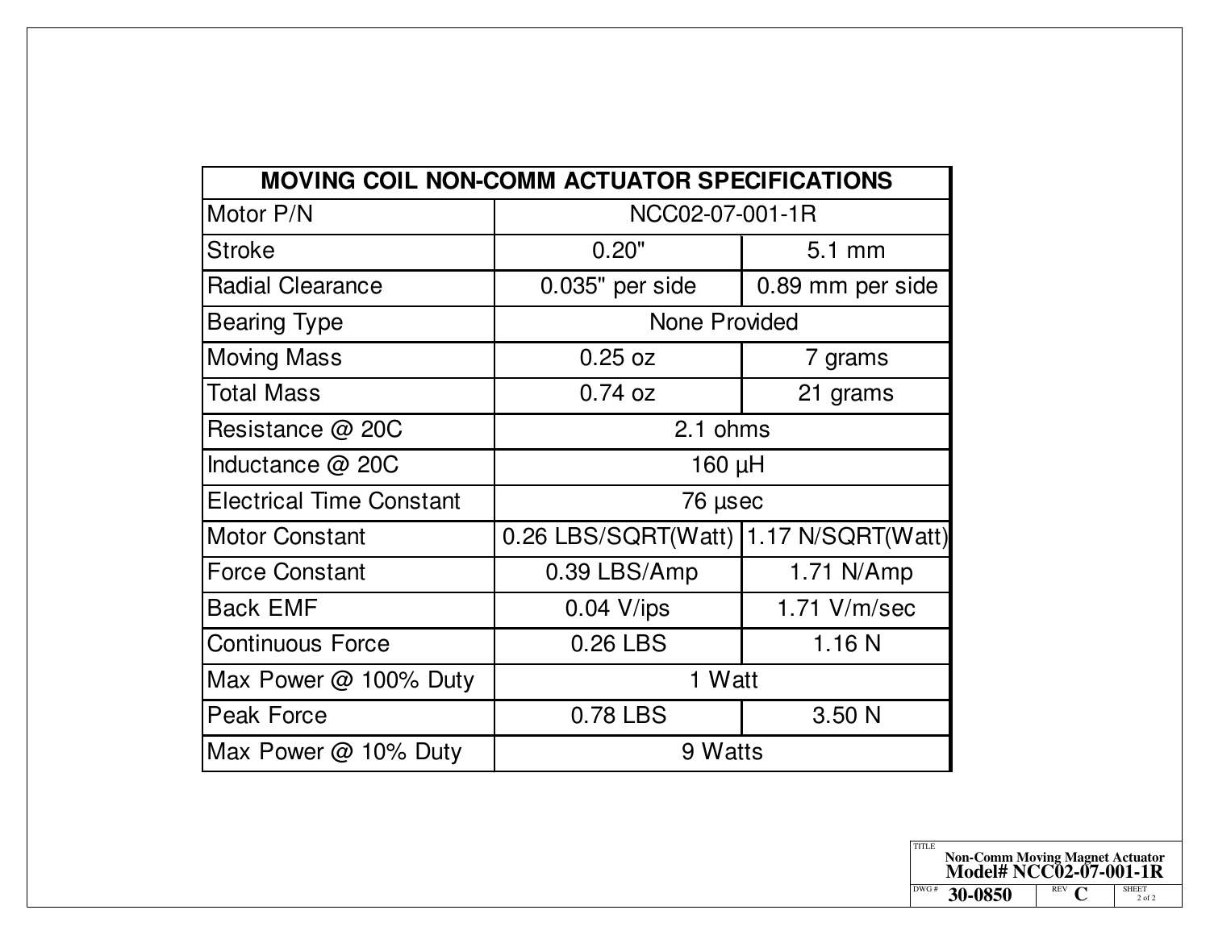| MOVING COIL NON-COMM ACTUATOR SPECIFICATIONS | | |
|---|---|---|
| Motor P/N | NCC02-07-001-1R | |
| Stroke | 0.20" | 5.1 mm |
| Radial Clearance | 0.035" per side | 0.89 mm per side |
| Bearing Type | None Provided | |
| Moving Mass | 0.25 oz | 7 grams |
| Total Mass | 0.74 oz | 21 grams |
| Resistance @ 20C | 2.1 ohms | |
| Inductance @ 20C | 160 µH | |
| Electrical Time Constant | 76 µsec | |
| Motor Constant | 0.26 LBS/SQRT(Watt) | 1.17 N/SQRT(Watt) |
| Force Constant | 0.39 LBS/Amp | 1.71 N/Amp |
| Back EMF | 0.04 V/ips | 1.71 V/m/sec |
| Continuous Force | 0.26 LBS | 1.16 N |
| Max Power @ 100% Duty | 1 Watt | |
| Peak Force | 0.78 LBS | 3.50 N |
| Max Power @ 10% Duty | 9 Watts | |

TITLE Non-Comm Moving Magnet Actuator
Model# NCC02-07-001-1R
DWG # 30-0850 REV C